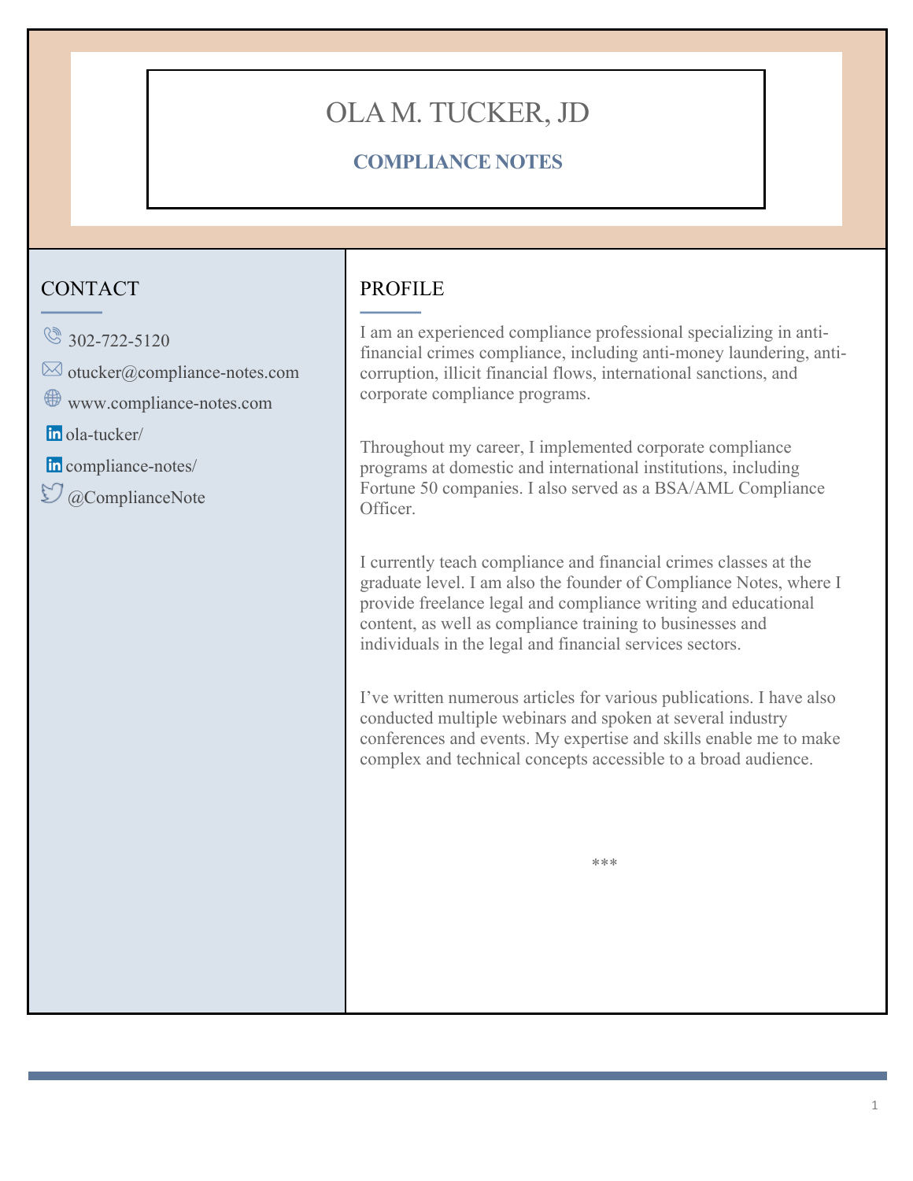# OLA M. TUCKER, JD

**COMPLIANCE NOTES**

## CONTACT

302-722-5120

otucker@compliance-notes.com

www.compliance-notes.com

ola-tucker/

compliance-notes/

@ComplianceNote

## PROFILE

I am an experienced compliance professional specializing in anti-financial crimes compliance, including anti-money laundering, anti-corruption, illicit financial flows, international sanctions, and corporate compliance programs.

Throughout my career, I implemented corporate compliance programs at domestic and international institutions, including Fortune 50 companies. I also served as a BSA/AML Compliance Officer.

I currently teach compliance and financial crimes classes at the graduate level. I am also the founder of Compliance Notes, where I provide freelance legal and compliance writing and educational content, as well as compliance training to businesses and individuals in the legal and financial services sectors.

I've written numerous articles for various publications. I have also conducted multiple webinars and spoken at several industry conferences and events. My expertise and skills enable me to make complex and technical concepts accessible to a broad audience.

***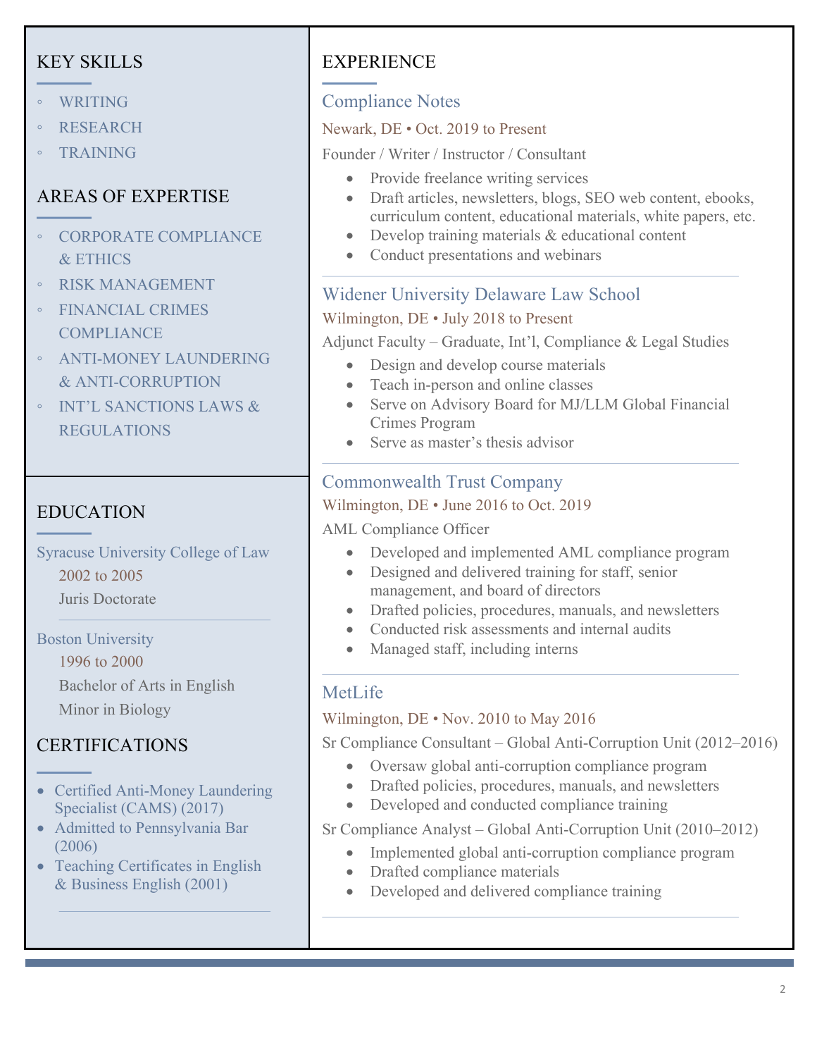## KEY SKILLS

- WRITING
- RESEARCH
- TRAINING

## AREAS OF EXPERTISE

- CORPORATE COMPLIANCE & ETHICS
- RISK MANAGEMENT
- FINANCIAL CRIMES COMPLIANCE
- ANTI-MONEY LAUNDERING & ANTI-CORRUPTION
- INT'L SANCTIONS LAWS & REGULATIONS

## EDUCATION

### Syracuse University College of Law

2002 to 2005

Juris Doctorate

### Boston University

1996 to 2000

Bachelor of Arts in English

Minor in Biology

## CERTIFICATIONS

- Certified Anti-Money Laundering Specialist (CAMS) (2017)
- Admitted to Pennsylvania Bar (2006)
- Teaching Certificates in English & Business English (2001)

## EXPERIENCE

### Compliance Notes

Newark, DE • Oct. 2019 to Present

Founder / Writer / Instructor / Consultant

- Provide freelance writing services
- Draft articles, newsletters, blogs, SEO web content, ebooks, curriculum content, educational materials, white papers, etc.
- Develop training materials & educational content
- Conduct presentations and webinars

### Widener University Delaware Law School

Wilmington, DE • July 2018 to Present

Adjunct Faculty – Graduate, Int'l, Compliance & Legal Studies

- Design and develop course materials
- Teach in-person and online classes
- Serve on Advisory Board for MJ/LLM Global Financial Crimes Program
- Serve as master's thesis advisor

### Commonwealth Trust Company

Wilmington, DE • June 2016 to Oct. 2019

AML Compliance Officer

- Developed and implemented AML compliance program
- Designed and delivered training for staff, senior management, and board of directors
- Drafted policies, procedures, manuals, and newsletters
- Conducted risk assessments and internal audits
- Managed staff, including interns

### MetLife

Wilmington, DE • Nov. 2010 to May 2016

Sr Compliance Consultant – Global Anti-Corruption Unit (2012–2016)

- Oversaw global anti-corruption compliance program
- Drafted policies, procedures, manuals, and newsletters
- Developed and conducted compliance training

Sr Compliance Analyst – Global Anti-Corruption Unit (2010–2012)

- Implemented global anti-corruption compliance program
- Drafted compliance materials
- Developed and delivered compliance training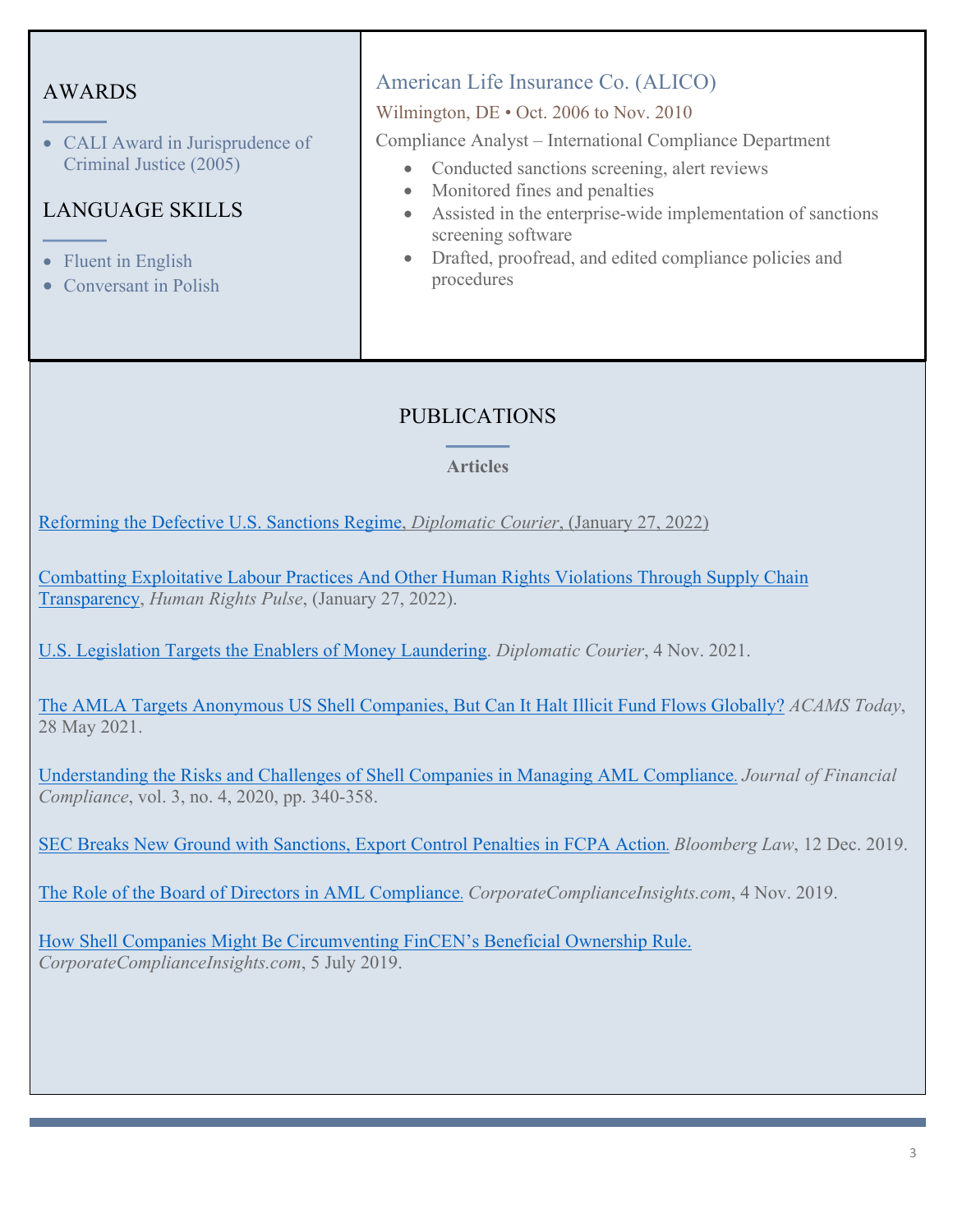## AWARDS

- CALI Award in Jurisprudence of Criminal Justice (2005)

## LANGUAGE SKILLS

- Fluent in English
- Conversant in Polish

### American Life Insurance Co. (ALICO)

Wilmington, DE • Oct. 2006 to Nov. 2010

Compliance Analyst – International Compliance Department

- Conducted sanctions screening, alert reviews
- Monitored fines and penalties
- Assisted in the enterprise-wide implementation of sanctions screening software
- Drafted, proofread, and edited compliance policies and procedures

## PUBLICATIONS

**Articles**

Reforming the Defective U.S. Sanctions Regime, *Diplomatic Courier*, (January 27, 2022)

Combatting Exploitative Labour Practices And Other Human Rights Violations Through Supply Chain Transparency, *Human Rights Pulse*, (January 27, 2022).

U.S. Legislation Targets the Enablers of Money Laundering. *Diplomatic Courier*, 4 Nov. 2021.

The AMLA Targets Anonymous US Shell Companies, But Can It Halt Illicit Fund Flows Globally? *ACAMS Today*, 28 May 2021.

Understanding the Risks and Challenges of Shell Companies in Managing AML Compliance. *Journal of Financial Compliance*, vol. 3, no. 4, 2020, pp. 340-358.

SEC Breaks New Ground with Sanctions, Export Control Penalties in FCPA Action. *Bloomberg Law*, 12 Dec. 2019.

The Role of the Board of Directors in AML Compliance. *CorporateComplianceInsights.com*, 4 Nov. 2019.

How Shell Companies Might Be Circumventing FinCEN's Beneficial Ownership Rule. *CorporateComplianceInsights.com*, 5 July 2019.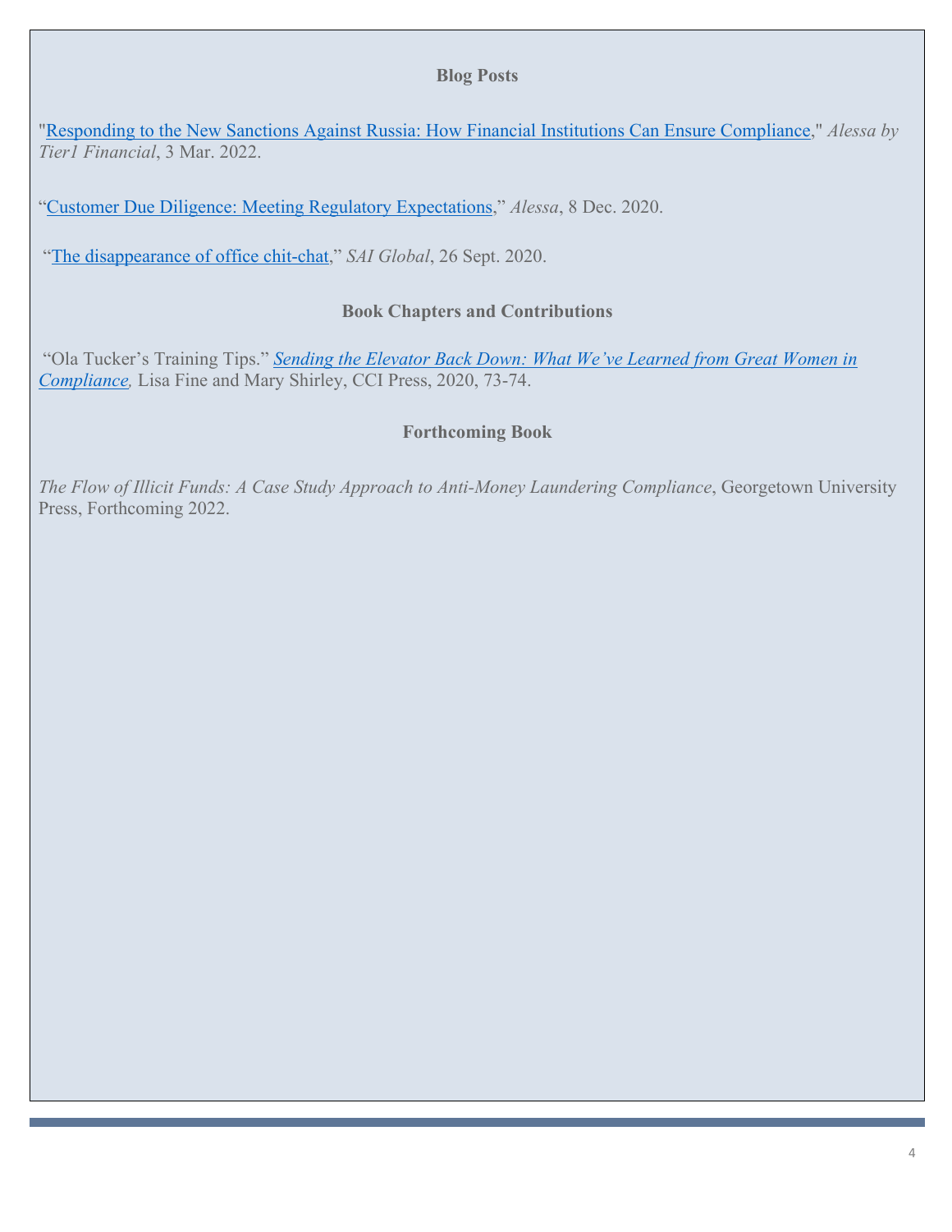### Blog Posts

"Responding to the New Sanctions Against Russia: How Financial Institutions Can Ensure Compliance," *Alessa by Tier1 Financial*, 3 Mar. 2022.

"Customer Due Diligence: Meeting Regulatory Expectations," *Alessa*, 8 Dec. 2020.

"The disappearance of office chit-chat," *SAI Global*, 26 Sept. 2020.

### Book Chapters and Contributions

"Ola Tucker's Training Tips." *Sending the Elevator Back Down: What We've Learned from Great Women in Compliance,* Lisa Fine and Mary Shirley, CCI Press, 2020, 73-74.

### Forthcoming Book

*The Flow of Illicit Funds: A Case Study Approach to Anti-Money Laundering Compliance*, Georgetown University Press, Forthcoming 2022.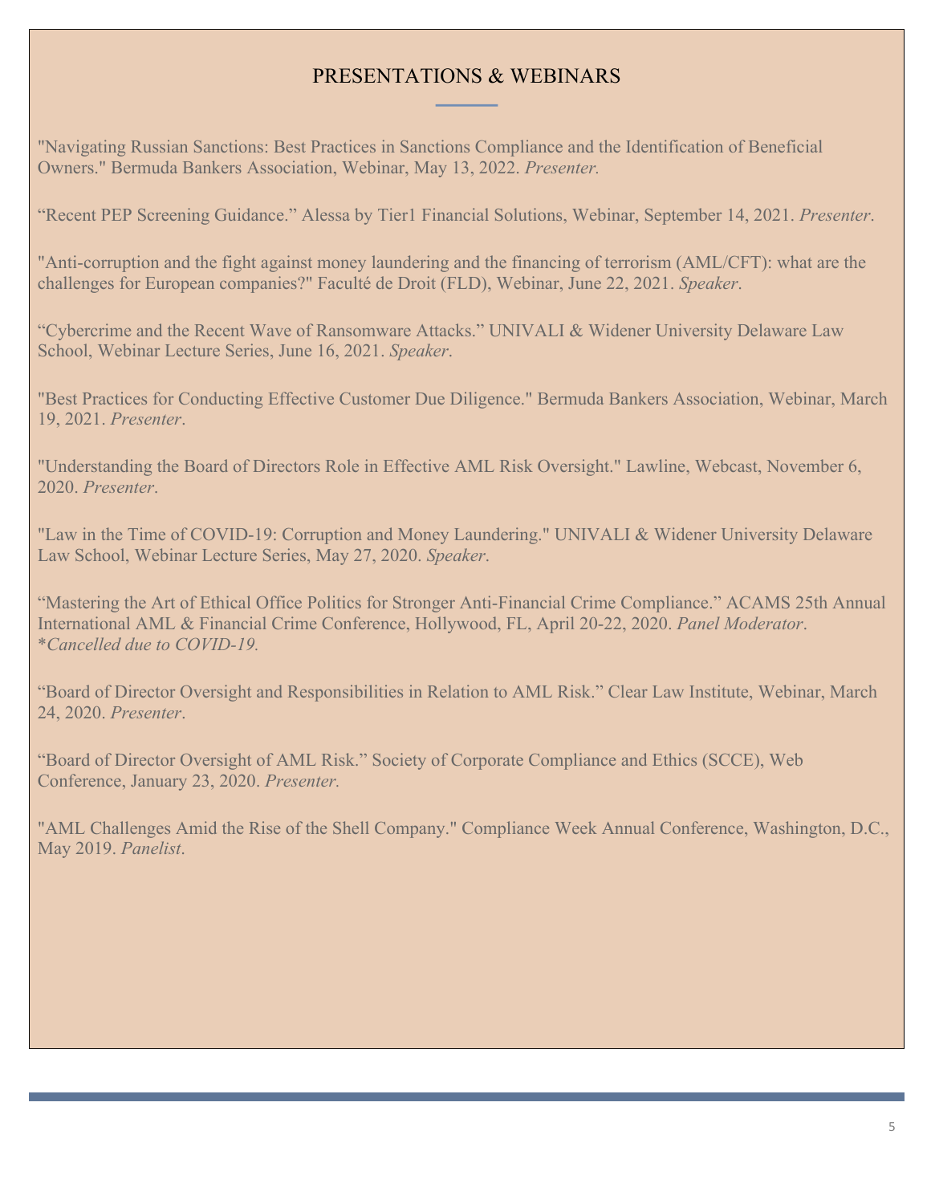## PRESENTATIONS & WEBINARS

"Navigating Russian Sanctions: Best Practices in Sanctions Compliance and the Identification of Beneficial Owners." Bermuda Bankers Association, Webinar, May 13, 2022. *Presenter.*

"Recent PEP Screening Guidance." Alessa by Tier1 Financial Solutions, Webinar, September 14, 2021. *Presenter*.

"Anti-corruption and the fight against money laundering and the financing of terrorism (AML/CFT): what are the challenges for European companies?" Faculté de Droit (FLD), Webinar, June 22, 2021. *Speaker*.

"Cybercrime and the Recent Wave of Ransomware Attacks." UNIVALI & Widener University Delaware Law School, Webinar Lecture Series, June 16, 2021. *Speaker*.

"Best Practices for Conducting Effective Customer Due Diligence." Bermuda Bankers Association, Webinar, March 19, 2021. *Presenter*.

"Understanding the Board of Directors Role in Effective AML Risk Oversight." Lawline, Webcast, November 6, 2020. *Presenter*.

"Law in the Time of COVID-19: Corruption and Money Laundering." UNIVALI & Widener University Delaware Law School, Webinar Lecture Series, May 27, 2020. *Speaker*.

"Mastering the Art of Ethical Office Politics for Stronger Anti-Financial Crime Compliance." ACAMS 25th Annual International AML & Financial Crime Conference, Hollywood, FL, April 20-22, 2020. *Panel Moderator*. **Cancelled due to COVID-19.*

"Board of Director Oversight and Responsibilities in Relation to AML Risk." Clear Law Institute, Webinar, March 24, 2020. *Presenter*.

"Board of Director Oversight of AML Risk." Society of Corporate Compliance and Ethics (SCCE), Web Conference, January 23, 2020. *Presenter.*

"AML Challenges Amid the Rise of the Shell Company." Compliance Week Annual Conference, Washington, D.C., May 2019. *Panelist*.